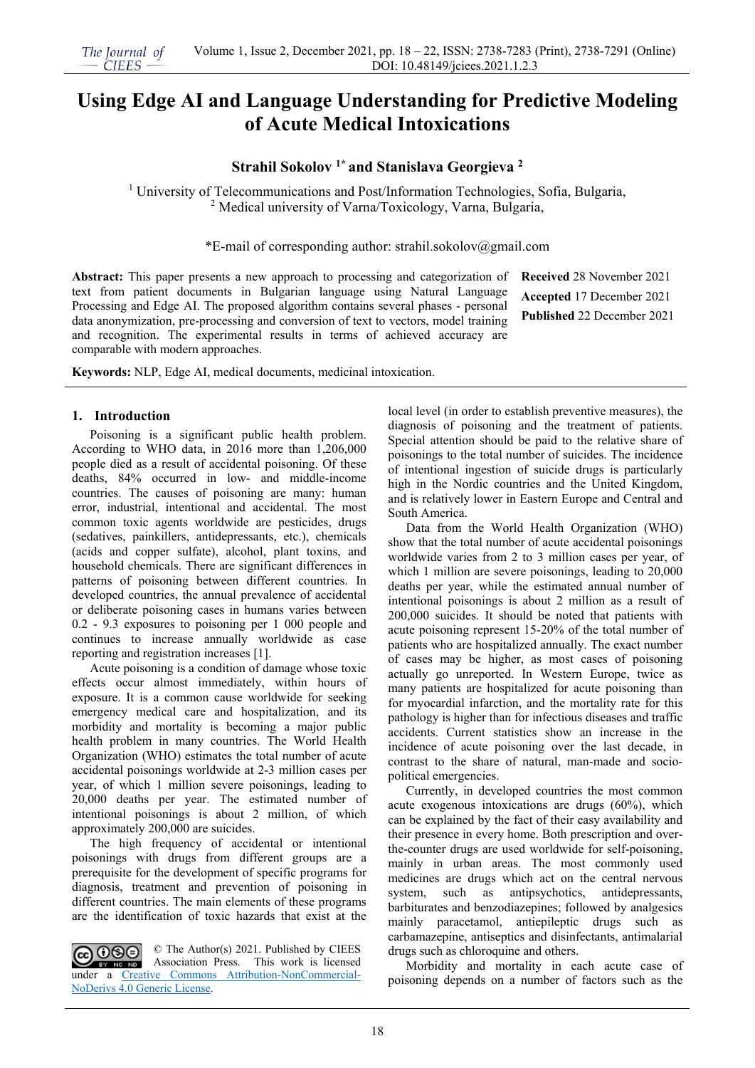# Using Edge AI and Language Understanding for Predictive Modeling of Acute Medical Intoxications

**Strahil Sokolov [1*] and Stanislava Georgieva [2]**

[1] University of Telecommunications and Post/Information Technologies, Sofia, Bulgaria,
[2] Medical university of Varna/Toxicology, Varna, Bulgaria,

*E-mail of corresponding author: strahil.sokolov@gmail.com

**Abstract:** This paper presents a new approach to processing and categorization of text from patient documents in Bulgarian language using Natural Language Processing and Edge AI. The proposed algorithm contains several phases - personal data anonymization, pre-processing and conversion of text to vectors, model training and recognition. The experimental results in terms of achieved accuracy are comparable with modern approaches.

**Received** 28 November 2021
**Accepted** 17 December 2021
**Published** 22 December 2021

**Keywords:** NLP, Edge AI, medical documents, medicinal intoxication.

## 1. Introduction

Poisoning is a significant public health problem. According to WHO data, in 2016 more than 1,206,000 people died as a result of accidental poisoning. Of these deaths, 84% occurred in low- and middle-income countries. The causes of poisoning are many: human error, industrial, intentional and accidental. The most common toxic agents worldwide are pesticides, drugs (sedatives, painkillers, antidepressants, etc.), chemicals (acids and copper sulfate), alcohol, plant toxins, and household chemicals. There are significant differences in patterns of poisoning between different countries. In developed countries, the annual prevalence of accidental or deliberate poisoning cases in humans varies between 0.2 - 9.3 exposures to poisoning per 1 000 people and continues to increase annually worldwide as case reporting and registration increases [1].

Acute poisoning is a condition of damage whose toxic effects occur almost immediately, within hours of exposure. It is a common cause worldwide for seeking emergency medical care and hospitalization, and its morbidity and mortality is becoming a major public health problem in many countries. The World Health Organization (WHO) estimates the total number of acute accidental poisonings worldwide at 2-3 million cases per year, of which 1 million severe poisonings, leading to 20,000 deaths per year. The estimated number of intentional poisonings is about 2 million, of which approximately 200,000 are suicides.

The high frequency of accidental or intentional poisonings with drugs from different groups are a prerequisite for the development of specific programs for diagnosis, treatment and prevention of poisoning in different countries. The main elements of these programs are the identification of toxic hazards that exist at the local level (in order to establish preventive measures), the diagnosis of poisoning and the treatment of patients. Special attention should be paid to the relative share of poisonings to the total number of suicides. The incidence of intentional ingestion of suicide drugs is particularly high in the Nordic countries and the United Kingdom, and is relatively lower in Eastern Europe and Central and South America.

Data from the World Health Organization (WHO) show that the total number of acute accidental poisonings worldwide varies from 2 to 3 million cases per year, of which 1 million are severe poisonings, leading to 20,000 deaths per year, while the estimated annual number of intentional poisonings is about 2 million as a result of 200,000 suicides. It should be noted that patients with acute poisoning represent 15-20% of the total number of patients who are hospitalized annually. The exact number of cases may be higher, as most cases of poisoning actually go unreported. In Western Europe, twice as many patients are hospitalized for acute poisoning than for myocardial infarction, and the mortality rate for this pathology is higher than for infectious diseases and traffic accidents. Current statistics show an increase in the incidence of acute poisoning over the last decade, in contrast to the share of natural, man-made and socio-political emergencies.

Currently, in developed countries the most common acute exogenous intoxications are drugs (60%), which can be explained by the fact of their easy availability and their presence in every home. Both prescription and over-the-counter drugs are used worldwide for self-poisoning, mainly in urban areas. The most commonly used medicines are drugs which act on the central nervous system, such as antipsychotics, antidepressants, barbiturates and benzodiazepines; followed by analgesics mainly paracetamol, antiepileptic drugs such as carbamazepine, antiseptics and disinfectants, antimalarial drugs such as chloroquine and others.

Morbidity and mortality in each acute case of poisoning depends on a number of factors such as the

© The Author(s) 2021. Published by CIEES Association Press. This work is licensed under a Creative Commons Attribution-NonCommercial-NoDerivs 4.0 Generic License.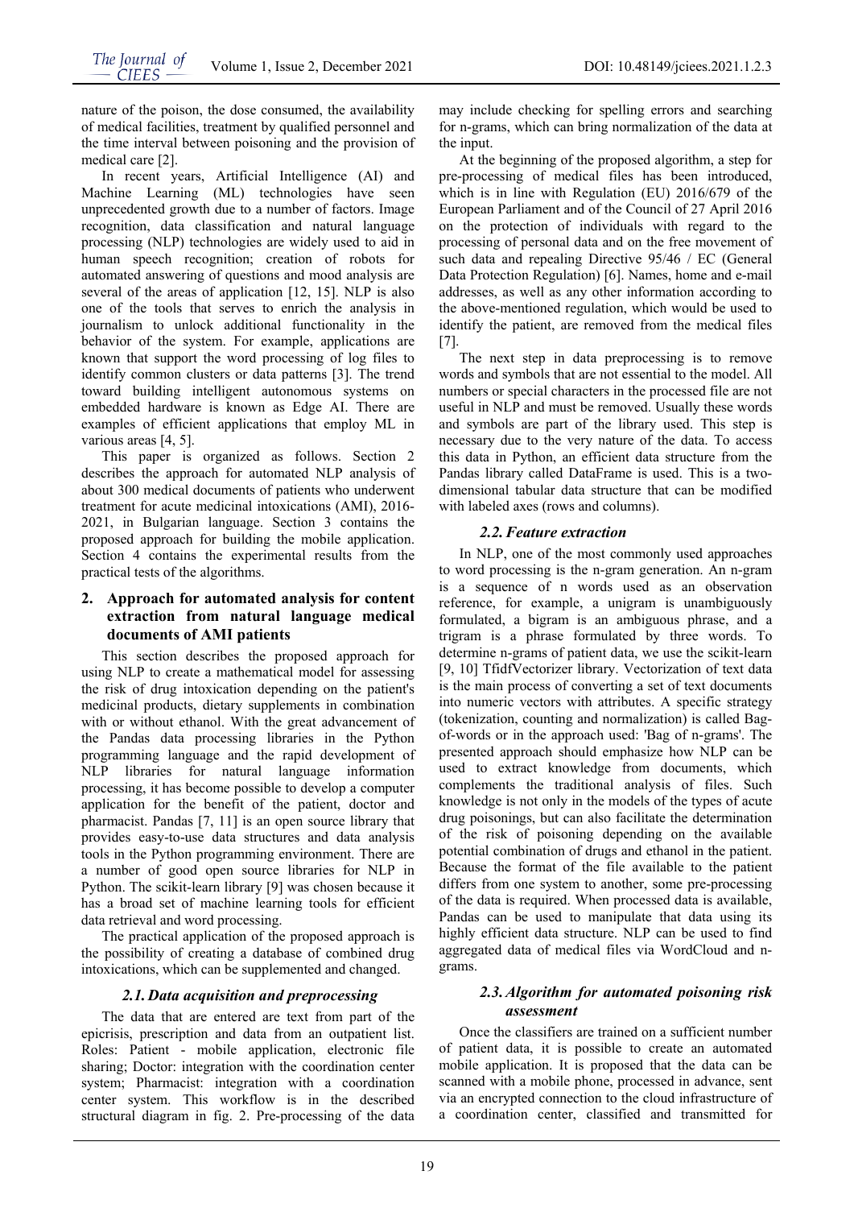nature of the poison, the dose consumed, the availability of medical facilities, treatment by qualified personnel and the time interval between poisoning and the provision of medical care [2].

In recent years, Artificial Intelligence (AI) and Machine Learning (ML) technologies have seen unprecedented growth due to a number of factors. Image recognition, data classification and natural language processing (NLP) technologies are widely used to aid in human speech recognition; creation of robots for automated answering of questions and mood analysis are several of the areas of application [12, 15]. NLP is also one of the tools that serves to enrich the analysis in journalism to unlock additional functionality in the behavior of the system. For example, applications are known that support the word processing of log files to identify common clusters or data patterns [3]. The trend toward building intelligent autonomous systems on embedded hardware is known as Edge AI. There are examples of efficient applications that employ ML in various areas [4, 5].

This paper is organized as follows. Section 2 describes the approach for automated NLP analysis of about 300 medical documents of patients who underwent treatment for acute medicinal intoxications (AMI), 2016-2021, in Bulgarian language. Section 3 contains the proposed approach for building the mobile application. Section 4 contains the experimental results from the practical tests of the algorithms.

## 2. Approach for automated analysis for content extraction from natural language medical documents of AMI patients

This section describes the proposed approach for using NLP to create a mathematical model for assessing the risk of drug intoxication depending on the patient's medicinal products, dietary supplements in combination with or without ethanol. With the great advancement of the Pandas data processing libraries in the Python programming language and the rapid development of NLP libraries for natural language information processing, it has become possible to develop a computer application for the benefit of the patient, doctor and pharmacist. Pandas [7, 11] is an open source library that provides easy-to-use data structures and data analysis tools in the Python programming environment. There are a number of good open source libraries for NLP in Python. The scikit-learn library [9] was chosen because it has a broad set of machine learning tools for efficient data retrieval and word processing.

The practical application of the proposed approach is the possibility of creating a database of combined drug intoxications, which can be supplemented and changed.

### 2.1. Data acquisition and preprocessing

The data that are entered are text from part of the epicrisis, prescription and data from an outpatient list. Roles: Patient - mobile application, electronic file sharing; Doctor: integration with the coordination center system; Pharmacist: integration with a coordination center system. This workflow is in the described structural diagram in fig. 2. Pre-processing of the data may include checking for spelling errors and searching for n-grams, which can bring normalization of the data at the input.

At the beginning of the proposed algorithm, a step for pre-processing of medical files has been introduced, which is in line with Regulation (EU) 2016/679 of the European Parliament and of the Council of 27 April 2016 on the protection of individuals with regard to the processing of personal data and on the free movement of such data and repealing Directive 95/46 / EC (General Data Protection Regulation) [6]. Names, home and e-mail addresses, as well as any other information according to the above-mentioned regulation, which would be used to identify the patient, are removed from the medical files [7].

The next step in data preprocessing is to remove words and symbols that are not essential to the model. All numbers or special characters in the processed file are not useful in NLP and must be removed. Usually these words and symbols are part of the library used. This step is necessary due to the very nature of the data. To access this data in Python, an efficient data structure from the Pandas library called DataFrame is used. This is a two-dimensional tabular data structure that can be modified with labeled axes (rows and columns).

### 2.2. Feature extraction

In NLP, one of the most commonly used approaches to word processing is the n-gram generation. An n-gram is a sequence of n words used as an observation reference, for example, a unigram is unambiguously formulated, a bigram is an ambiguous phrase, and a trigram is a phrase formulated by three words. To determine n-grams of patient data, we use the scikit-learn [9, 10] TfidfVectorizer library. Vectorization of text data is the main process of converting a set of text documents into numeric vectors with attributes. A specific strategy (tokenization, counting and normalization) is called Bag-of-words or in the approach used: 'Bag of n-grams'. The presented approach should emphasize how NLP can be used to extract knowledge from documents, which complements the traditional analysis of files. Such knowledge is not only in the models of the types of acute drug poisonings, but can also facilitate the determination of the risk of poisoning depending on the available potential combination of drugs and ethanol in the patient. Because the format of the file available to the patient differs from one system to another, some pre-processing of the data is required. When processed data is available, Pandas can be used to manipulate that data using its highly efficient data structure. NLP can be used to find aggregated data of medical files via WordCloud and n-grams.

### 2.3. Algorithm for automated poisoning risk assessment

Once the classifiers are trained on a sufficient number of patient data, it is possible to create an automated mobile application. It is proposed that the data can be scanned with a mobile phone, processed in advance, sent via an encrypted connection to the cloud infrastructure of a coordination center, classified and transmitted for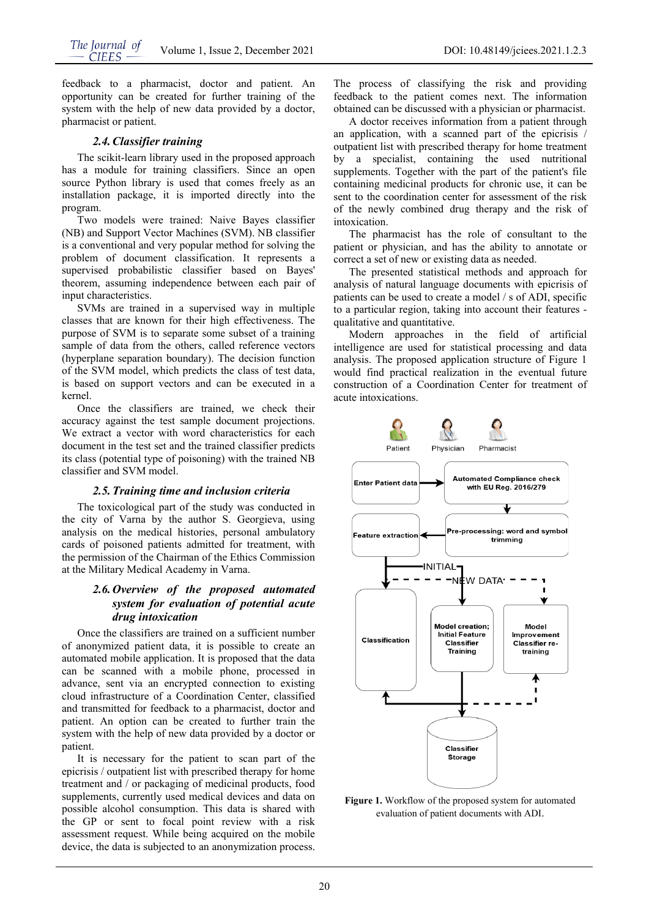feedback to a pharmacist, doctor and patient. An opportunity can be created for further training of the system with the help of new data provided by a doctor, pharmacist or patient.

### 2.4. Classifier training

The scikit-learn library used in the proposed approach has a module for training classifiers. Since an open source Python library is used that comes freely as an installation package, it is imported directly into the program.

Two models were trained: Naive Bayes classifier (NB) and Support Vector Machines (SVM). NB classifier is a conventional and very popular method for solving the problem of document classification. It represents a supervised probabilistic classifier based on Bayes' theorem, assuming independence between each pair of input characteristics.

SVMs are trained in a supervised way in multiple classes that are known for their high effectiveness. The purpose of SVM is to separate some subset of a training sample of data from the others, called reference vectors (hyperplane separation boundary). The decision function of the SVM model, which predicts the class of test data, is based on support vectors and can be executed in a kernel.

Once the classifiers are trained, we check their accuracy against the test sample document projections. We extract a vector with word characteristics for each document in the test set and the trained classifier predicts its class (potential type of poisoning) with the trained NB classifier and SVM model.

### 2.5. Training time and inclusion criteria

The toxicological part of the study was conducted in the city of Varna by the author S. Georgieva, using analysis on the medical histories, personal ambulatory cards of poisoned patients admitted for treatment, with the permission of the Chairman of the Ethics Commission at the Military Medical Academy in Varna.

### 2.6. Overview of the proposed automated system for evaluation of potential acute drug intoxication

Once the classifiers are trained on a sufficient number of anonymized patient data, it is possible to create an automated mobile application. It is proposed that the data can be scanned with a mobile phone, processed in advance, sent via an encrypted connection to existing cloud infrastructure of a Coordination Center, classified and transmitted for feedback to a pharmacist, doctor and patient. An option can be created to further train the system with the help of new data provided by a doctor or patient.

It is necessary for the patient to scan part of the epicrisis / outpatient list with prescribed therapy for home treatment and / or packaging of medicinal products, food supplements, currently used medical devices and data on possible alcohol consumption. This data is shared with the GP or sent to focal point review with a risk assessment request. While being acquired on the mobile device, the data is subjected to an anonymization process. The process of classifying the risk and providing feedback to the patient comes next. The information obtained can be discussed with a physician or pharmacist.

A doctor receives information from a patient through an application, with a scanned part of the epicrisis / outpatient list with prescribed therapy for home treatment by a specialist, containing the used nutritional supplements. Together with the part of the patient's file containing medicinal products for chronic use, it can be sent to the coordination center for assessment of the risk of the newly combined drug therapy and the risk of intoxication.

The pharmacist has the role of consultant to the patient or physician, and has the ability to annotate or correct a set of new or existing data as needed.

The presented statistical methods and approach for analysis of natural language documents with epicrisis of patients can be used to create a model / s of ADI, specific to a particular region, taking into account their features - qualitative and quantitative.

Modern approaches in the field of artificial intelligence are used for statistical processing and data analysis. The proposed application structure of Figure 1 would find practical realization in the eventual future construction of a Coordination Center for treatment of acute intoxications.

**Figure 1.** Workflow of the proposed system for automated evaluation of patient documents with ADI.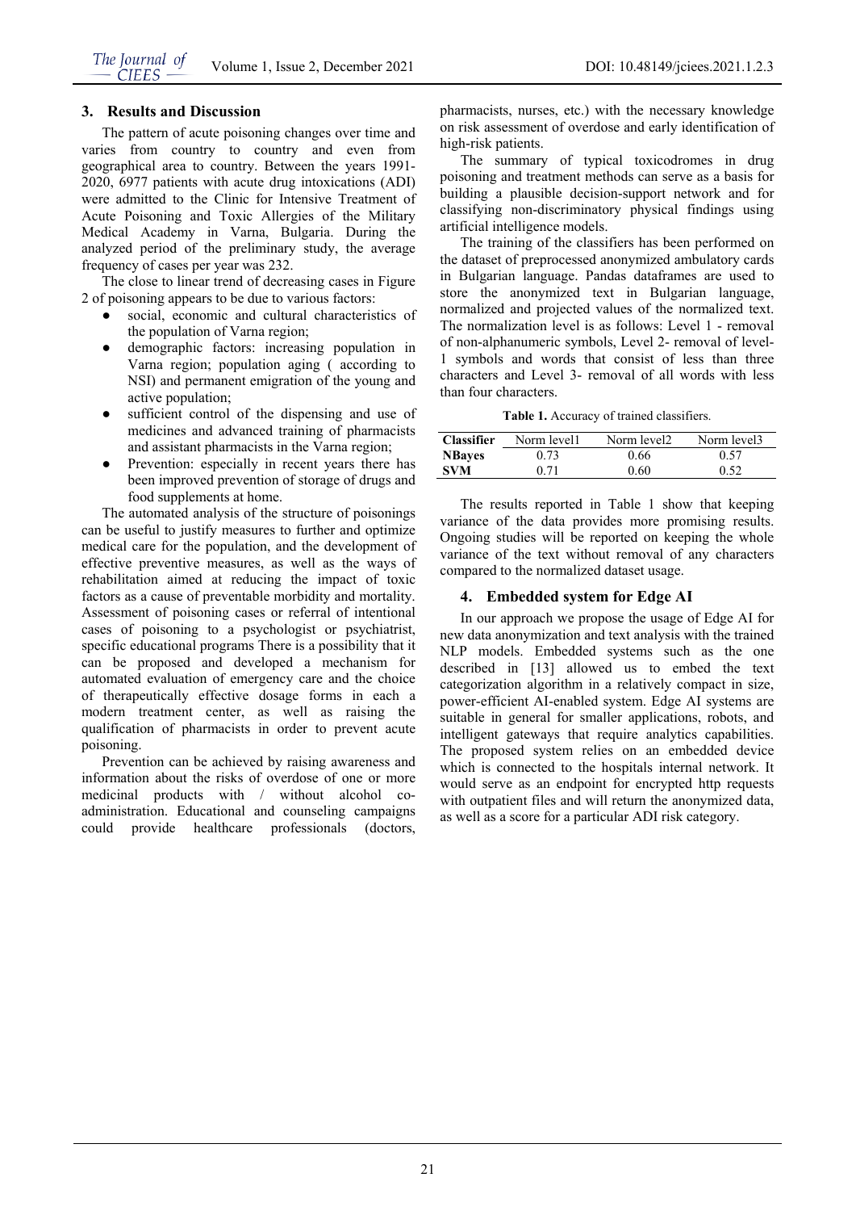## 3. Results and Discussion

The pattern of acute poisoning changes over time and varies from country to country and even from geographical area to country. Between the years 1991-2020, 6977 patients with acute drug intoxications (ADI) were admitted to the Clinic for Intensive Treatment of Acute Poisoning and Toxic Allergies of the Military Medical Academy in Varna, Bulgaria. During the analyzed period of the preliminary study, the average frequency of cases per year was 232.

The close to linear trend of decreasing cases in Figure 2 of poisoning appears to be due to various factors:

- social, economic and cultural characteristics of the population of Varna region;
- demographic factors: increasing population in Varna region; population aging ( according to NSI) and permanent emigration of the young and active population;
- sufficient control of the dispensing and use of medicines and advanced training of pharmacists and assistant pharmacists in the Varna region;
- Prevention: especially in recent years there has been improved prevention of storage of drugs and food supplements at home.

The automated analysis of the structure of poisonings can be useful to justify measures to further and optimize medical care for the population, and the development of effective preventive measures, as well as the ways of rehabilitation aimed at reducing the impact of toxic factors as a cause of preventable morbidity and mortality. Assessment of poisoning cases or referral of intentional cases of poisoning to a psychologist or psychiatrist, specific educational programs There is a possibility that it can be proposed and developed a mechanism for automated evaluation of emergency care and the choice of therapeutically effective dosage forms in each a modern treatment center, as well as raising the qualification of pharmacists in order to prevent acute poisoning.

Prevention can be achieved by raising awareness and information about the risks of overdose of one or more medicinal products with / without alcohol co-administration. Educational and counseling campaigns could provide healthcare professionals (doctors, pharmacists, nurses, etc.) with the necessary knowledge on risk assessment of overdose and early identification of high-risk patients.

The summary of typical toxicodromes in drug poisoning and treatment methods can serve as a basis for building a plausible decision-support network and for classifying non-discriminatory physical findings using artificial intelligence models.

The training of the classifiers has been performed on the dataset of preprocessed anonymized ambulatory cards in Bulgarian language. Pandas dataframes are used to store the anonymized text in Bulgarian language, normalized and projected values of the normalized text. The normalization level is as follows: Level 1 - removal of non-alphanumeric symbols, Level 2- removal of level-1 symbols and words that consist of less than three characters and Level 3- removal of all words with less than four characters.

**Table 1.** Accuracy of trained classifiers.

| Classifier | Norm level1 | Norm level2 | Norm level3 |
|---|---|---|---|
| **NBayes** | 0.73 | 0.66 | 0.57 |
| **SVM** | 0.71 | 0.60 | 0.52 |

The results reported in Table 1 show that keeping variance of the data provides more promising results. Ongoing studies will be reported on keeping the whole variance of the text without removal of any characters compared to the normalized dataset usage.

## 4. Embedded system for Edge AI

In our approach we propose the usage of Edge AI for new data anonymization and text analysis with the trained NLP models. Embedded systems such as the one described in [13] allowed us to embed the text categorization algorithm in a relatively compact in size, power-efficient AI-enabled system. Edge AI systems are suitable in general for smaller applications, robots, and intelligent gateways that require analytics capabilities. The proposed system relies on an embedded device which is connected to the hospitals internal network. It would serve as an endpoint for encrypted http requests with outpatient files and will return the anonymized data, as well as a score for a particular ADI risk category.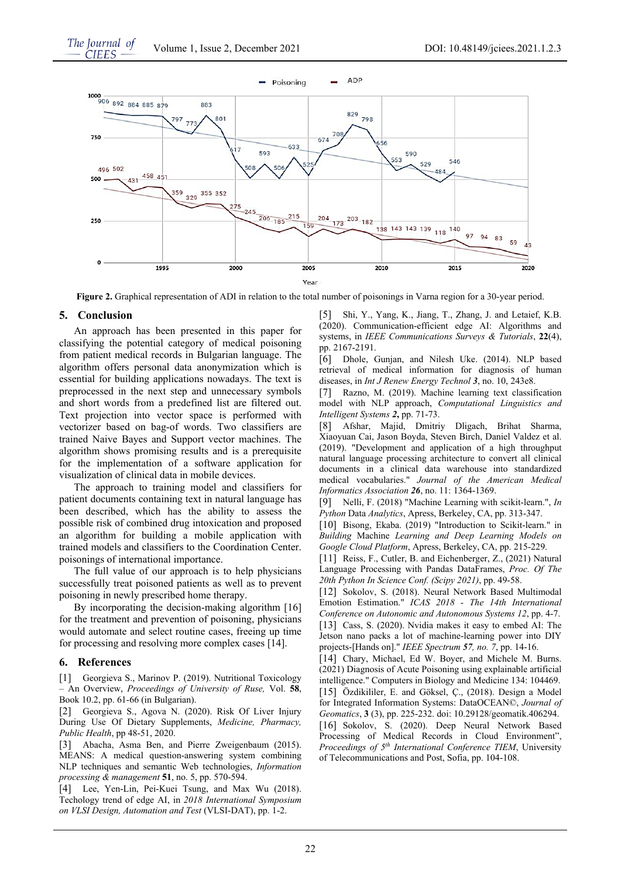**Figure 2.** Graphical representation of ADI in relation to the total number of poisonings in Varna region for a 30-year period.

## 5. Conclusion

An approach has been presented in this paper for classifying the potential category of medical poisoning from patient medical records in Bulgarian language. The algorithm offers personal data anonymization which is essential for building applications nowadays. The text is preprocessed in the next step and unnecessary symbols and short words from a predefined list are filtered out. Text projection into vector space is performed with vectorizer based on bag-of words. Two classifiers are trained Naive Bayes and Support vector machines. The algorithm shows promising results and is a prerequisite for the implementation of a software application for visualization of clinical data in mobile devices.

The approach to training model and classifiers for patient documents containing text in natural language has been described, which has the ability to assess the possible risk of combined drug intoxication and proposed an algorithm for building a mobile application with trained models and classifiers to the Coordination Center. poisonings of international importance.

The full value of our approach is to help physicians successfully treat poisoned patients as well as to prevent poisoning in newly prescribed home therapy.

By incorporating the decision-making algorithm [16] for the treatment and prevention of poisoning, physicians would automate and select routine cases, freeing up time for processing and resolving more complex cases [14].

## 6. References

[1] Georgieva S., Marinov P. (2019). Nutritional Toxicology – An Overview, *Proceedings of University of Ruse,* Vol. **58**, Book 10.2, pp. 61-66 (in Bulgarian).

[2] Georgieva S., Agova N. (2020). Risk Of Liver Injury During Use Of Dietary Supplements, *Medicine, Pharmacy, Public Health*, pp 48-51, 2020.

[3] Abacha, Asma Ben, and Pierre Zweigenbaum (2015). MEANS: A medical question-answering system combining NLP techniques and semantic Web technologies, *Information processing & management* **51**, no. 5, pp. 570-594.

[4] Lee, Yen-Lin, Pei-Kuei Tsung, and Max Wu (2018). Techology trend of edge AI, in *2018 International Symposium on VLSI Design, Automation and Test* (VLSI-DAT), pp. 1-2.

[5] Shi, Y., Yang, K., Jiang, T., Zhang, J. and Letaief, K.B. (2020). Communication-efficient edge AI: Algorithms and systems, in *IEEE Communications Surveys & Tutorials*, **22**(4), pp. 2167-2191.

[6] Dhole, Gunjan, and Nilesh Uke. (2014). NLP based retrieval of medical information for diagnosis of human diseases, in *Int J Renew Energy Technol 3*, no. 10, 243e8.

[7] Razno, M. (2019). Machine learning text classification model with NLP approach, *Computational Linguistics and Intelligent Systems* **2**, pp. 71-73.

[8] Afshar, Majid, Dmitriy Dligach, Brihat Sharma, Xiaoyuan Cai, Jason Boyda, Steven Birch, Daniel Valdez et al. (2019). "Development and application of a high throughput natural language processing architecture to convert all clinical documents in a clinical data warehouse into standardized medical vocabularies." *Journal of the American Medical Informatics Association 26*, no. 11: 1364-1369.

[9] Nelli, F. (2018) "Machine Learning with scikit-learn.", *In Python* Data *Analytics*, Apress, Berkeley, CA, pp. 313-347.

[10] Bisong, Ekaba. (2019) "Introduction to Scikit-learn." in *Building* Machine *Learning and Deep Learning Models on Google Cloud Platform*, Apress, Berkeley, CA, pp. 215-229.

[11] Reiss, F., Cutler, B. and Eichenberger, Z., (2021) Natural Language Processing with Pandas DataFrames, *Proc. Of The 20th Python In Science Conf. (Scipy 2021)*, pp. 49-58.

[12] Sokolov, S. (2018). Neural Network Based Multimodal Emotion Estimation." *ICAS 2018 - The 14th International Conference on Autonomic and Autonomous Systems 12*, pp. 4-7.

[13] Cass, S. (2020). Nvidia makes it easy to embed AI: The Jetson nano packs a lot of machine-learning power into DIY projects-[Hands on]." *IEEE Spectrum 57, no. 7*, pp. 14-16.

[14] Chary, Michael, Ed W. Boyer, and Michele M. Burns. (2021) Diagnosis of Acute Poisoning using explainable artificial intelligence." Computers in Biology and Medicine 134: 104469.

[15] Özdikililer, E. and Göksel, Ç., (2018). Design a Model for Integrated Information Systems: DataOCEAN©, *Journal of Geomatics*, **3** (3), pp. 225-232. doi: 10.29128/geomatik.406294.

[16] Sokolov, S. (2020). Deep Neural Network Based Processing of Medical Records in Cloud Environment", *Proceedings of 5th International Conference TIEM*, University of Telecommunications and Post, Sofia, pp. 104-108.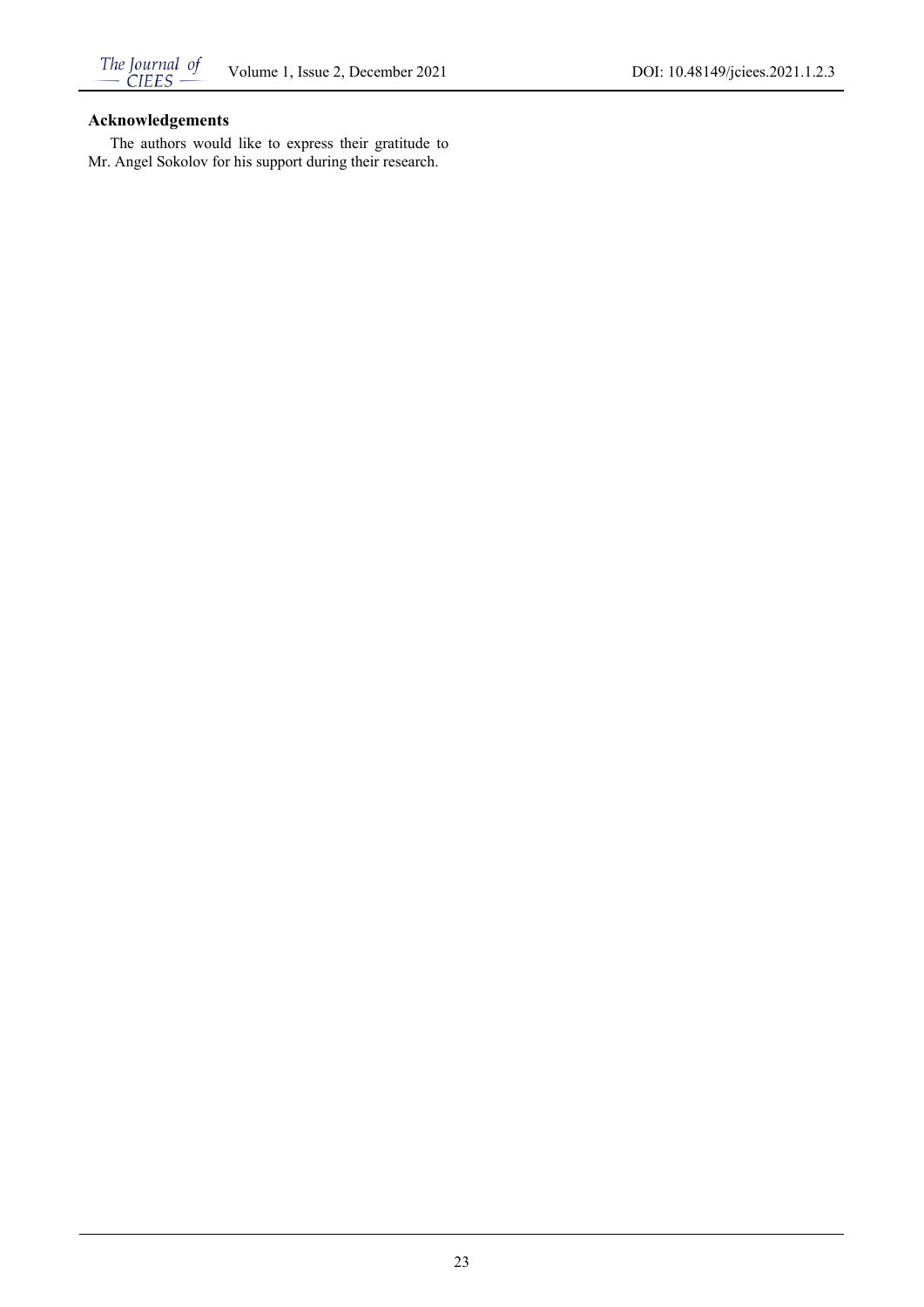## Acknowledgements

The authors would like to express their gratitude to Mr. Angel Sokolov for his support during their research.